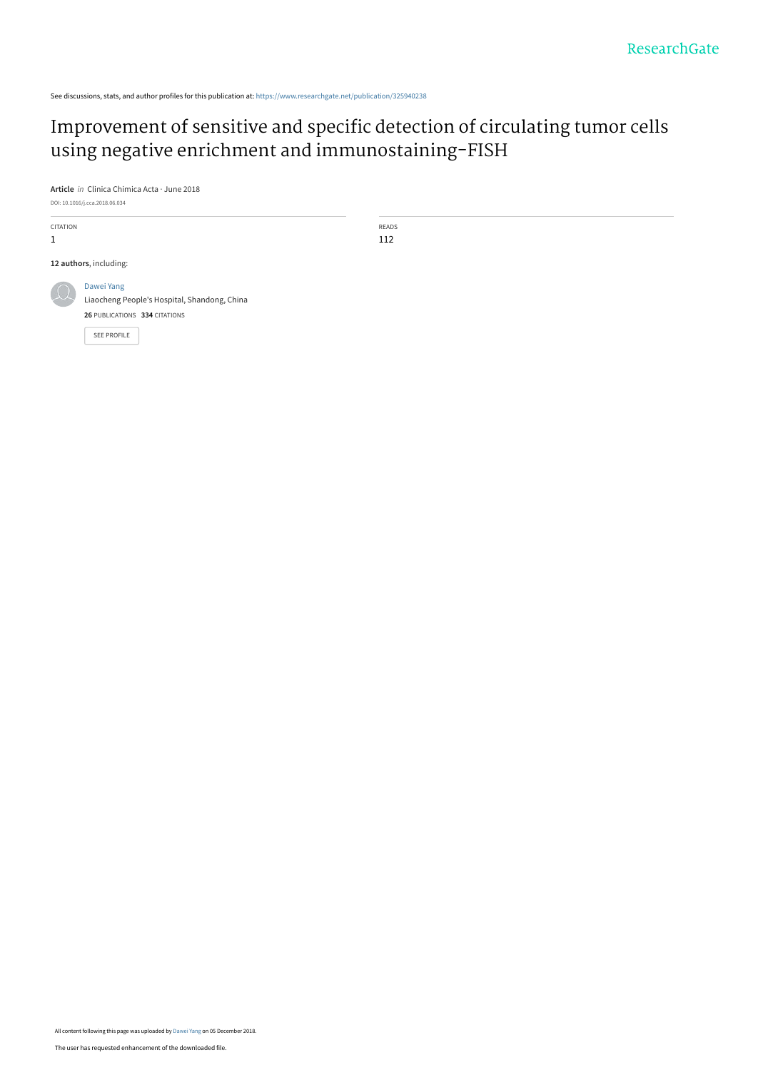See discussions, stats, and author profiles for this publication at: https://www.researchgate.net/publication/325940238

# Improvement of sensitive and specific detection of circulating tumor cells using negative enrichment and immunostaining-FISH

**Article** *in* Clinica Chimica Acta · June 2018

DOI: 10.1016/j.cca.2018.06.034

| CITATION | READS |
| --- | --- |
| 1 | 112 |

**12 authors**, including:

Dawei Yang
Liaocheng People's Hospital, Shandong, China
**26** PUBLICATIONS **334** CITATIONS

SEE PROFILE

All content following this page was uploaded by Dawei Yang on 05 December 2018.

The user has requested enhancement of the downloaded file.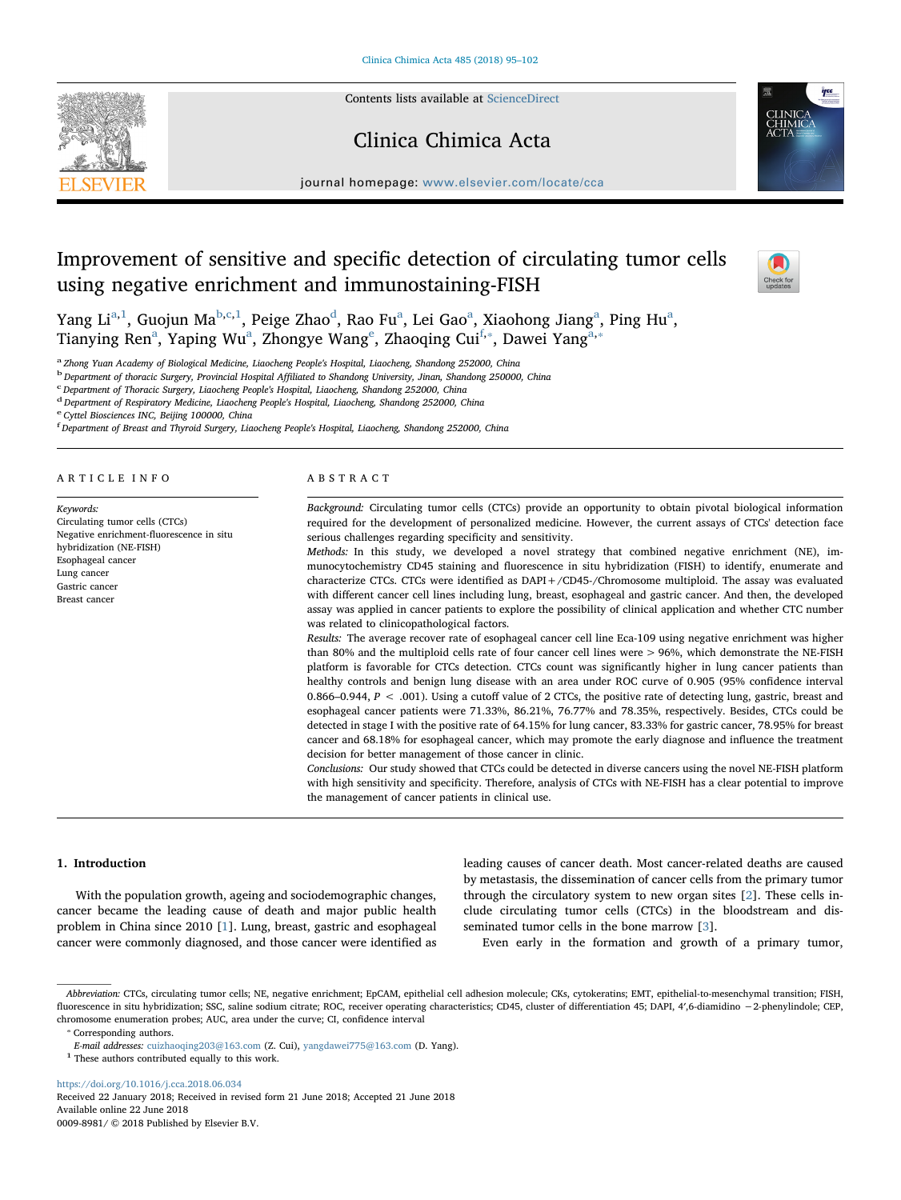# Improvement of sensitive and specific detection of circulating tumor cells using negative enrichment and immunostaining-FISH

Yang Li[a,1], Guojun Ma[b,c,1], Peige Zhao[d], Rao Fu[a], Lei Gao[a], Xiaohong Jiang[a], Ping Hu[a], Tianying Ren[a], Yaping Wu[a], Zhongye Wang[e], Zhaoqing Cui[f,*], Dawei Yang[a,*]

[a] Zhong Yuan Academy of Biological Medicine, Liaocheng People's Hospital, Liaocheng, Shandong 252000, China
[b] Department of thoracic Surgery, Provincial Hospital Affiliated to Shandong University, Jinan, Shandong 250000, China
[c] Department of Thoracic Surgery, Liaocheng People's Hospital, Liaocheng, Shandong 252000, China
[d] Department of Respiratory Medicine, Liaocheng People's Hospital, Liaocheng, Shandong 252000, China
[e] Cyttel Biosciences INC, Beijing 100000, China
[f] Department of Breast and Thyroid Surgery, Liaocheng People's Hospital, Liaocheng, Shandong 252000, China

## ARTICLE INFO

*Keywords:*
Circulating tumor cells (CTCs)
Negative enrichment-fluorescence in situ hybridization (NE-FISH)
Esophageal cancer
Lung cancer
Gastric cancer
Breast cancer

## ABSTRACT

*Background:* Circulating tumor cells (CTCs) provide an opportunity to obtain pivotal biological information required for the development of personalized medicine. However, the current assays of CTCs' detection face serious challenges regarding specificity and sensitivity.

*Methods:* In this study, we developed a novel strategy that combined negative enrichment (NE), immunocytochemistry CD45 staining and fluorescence in situ hybridization (FISH) to identify, enumerate and characterize CTCs. CTCs were identified as DAPI+/CD45-/Chromosome multiploid. The assay was evaluated with different cancer cell lines including lung, breast, esophageal and gastric cancer. And then, the developed assay was applied in cancer patients to explore the possibility of clinical application and whether CTC number was related to clinicopathological factors.

*Results:* The average recover rate of esophageal cancer cell line Eca-109 using negative enrichment was higher than 80% and the multiploid cells rate of four cancer cell lines were > 96%, which demonstrate the NE-FISH platform is favorable for CTCs detection. CTCs count was significantly higher in lung cancer patients than healthy controls and benign lung disease with an area under ROC curve of 0.905 (95% confidence interval 0.866–0.944, $P < .001$). Using a cutoff value of 2 CTCs, the positive rate of detecting lung, gastric, breast and esophageal cancer patients were 71.33%, 86.21%, 76.77% and 78.35%, respectively. Besides, CTCs could be detected in stage I with the positive rate of 64.15% for lung cancer, 83.33% for gastric cancer, 78.95% for breast cancer and 68.18% for esophageal cancer, which may promote the early diagnose and influence the treatment decision for better management of those cancer in clinic.

*Conclusions:* Our study showed that CTCs could be detected in diverse cancers using the novel NE-FISH platform with high sensitivity and specificity. Therefore, analysis of CTCs with NE-FISH has a clear potential to improve the management of cancer patients in clinical use.

## 1. Introduction

With the population growth, ageing and sociodemographic changes, cancer became the leading cause of death and major public health problem in China since 2010 [1]. Lung, breast, gastric and esophageal cancer were commonly diagnosed, and those cancer were identified as leading causes of cancer death. Most cancer-related deaths are caused by metastasis, the dissemination of cancer cells from the primary tumor through the circulatory system to new organ sites [2]. These cells include circulating tumor cells (CTCs) in the bloodstream and disseminated tumor cells in the bone marrow [3].

Even early in the formation and growth of a primary tumor,

*Abbreviation:* CTCs, circulating tumor cells; NE, negative enrichment; EpCAM, epithelial cell adhesion molecule; CKs, cytokeratins; EMT, epithelial-to-mesenchymal transition; FISH, fluorescence in situ hybridization; SSC, saline sodium citrate; ROC, receiver operating characteristics; CD45, cluster of differentiation 45; DAPI, 4′,6-diamidino −2-phenylindole; CEP, chromosome enumeration probes; AUC, area under the curve; CI, confidence interval

\* Corresponding authors.
*E-mail addresses:* cuizhaoqing203@163.com (Z. Cui), yangdawei775@163.com (D. Yang).
[1] These authors contributed equally to this work.

https://doi.org/10.1016/j.cca.2018.06.034
Received 22 January 2018; Received in revised form 21 June 2018; Accepted 21 June 2018
Available online 22 June 2018
0009-8981/ © 2018 Published by Elsevier B.V.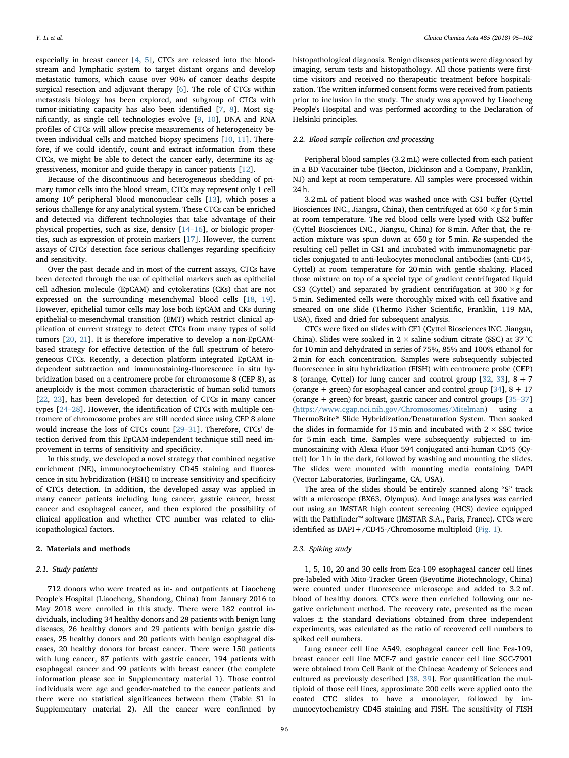especially in breast cancer [4, 5], CTCs are released into the bloodstream and lymphatic system to target distant organs and develop metastatic tumors, which cause over 90% of cancer deaths despite surgical resection and adjuvant therapy [6]. The role of CTCs within metastasis biology has been explored, and subgroup of CTCs with tumor-initiating capacity has also been identified [7, 8]. Most significantly, as single cell technologies evolve [9, 10], DNA and RNA profiles of CTCs will allow precise measurements of heterogeneity between individual cells and matched biopsy specimens [10, 11]. Therefore, if we could identify, count and extract information from these CTCs, we might be able to detect the cancer early, determine its aggressiveness, monitor and guide therapy in cancer patients [12].

Because of the discontinuous and heterogeneous shedding of primary tumor cells into the blood stream, CTCs may represent only 1 cell among $10^6$ peripheral blood mononuclear cells [13], which poses a serious challenge for any analytical system. These CTCs can be enriched and detected via different technologies that take advantage of their physical properties, such as size, density [14–16], or biologic properties, such as expression of protein markers [17]. However, the current assays of CTCs' detection face serious challenges regarding specificity and sensitivity.

Over the past decade and in most of the current assays, CTCs have been detected through the use of epithelial markers such as epithelial cell adhesion molecule (EpCAM) and cytokeratins (CKs) that are not expressed on the surrounding mesenchymal blood cells [18, 19]. However, epithelial tumor cells may lose both EpCAM and CKs during epithelial-to-mesenchymal transition (EMT) which restrict clinical application of current strategy to detect CTCs from many types of solid tumors [20, 21]. It is therefore imperative to develop a non-EpCAM-based strategy for effective detection of the full spectrum of heterogeneous CTCs. Recently, a detection platform integrated EpCAM independent subtraction and immunostaining-fluorescence in situ hybridization based on a centromere probe for chromosome 8 (CEP 8), as aneuploidy is the most common characteristic of human solid tumors [22, 23], has been developed for detection of CTCs in many cancer types [24–28]. However, the identification of CTCs with multiple centromere of chromosome probes are still needed since using CEP 8 alone would increase the loss of CTCs count [29–31]. Therefore, CTCs' detection derived from this EpCAM-independent technique still need improvement in terms of sensitivity and specificity.

In this study, we developed a novel strategy that combined negative enrichment (NE), immunocytochemistry CD45 staining and fluorescence in situ hybridization (FISH) to increase sensitivity and specificity of CTCs detection. In addition, the developed assay was applied in many cancer patients including lung cancer, gastric cancer, breast cancer and esophageal cancer, and then explored the possibility of clinical application and whether CTC number was related to clinicopathological factors.

## 2. Materials and methods

### 2.1. Study patients

712 donors who were treated as in- and outpatients at Liaocheng People's Hospital (Liaocheng, Shandong, China) from January 2016 to May 2018 were enrolled in this study. There were 182 control individuals, including 34 healthy donors and 28 patients with benign lung diseases, 26 healthy donors and 29 patients with benign gastric diseases, 25 healthy donors and 20 patients with benign esophageal diseases, 20 healthy donors for breast cancer. There were 150 patients with lung cancer, 87 patients with gastric cancer, 194 patients with esophageal cancer and 99 patients with breast cancer (the complete information please see in Supplementary material 1). Those control individuals were age and gender-matched to the cancer patients and there were no statistical significances between them (Table S1 in Supplementary material 2). All the cancer were confirmed by histopathological diagnosis. Benign diseases patients were diagnosed by imaging, serum tests and histopathology. All those patients were first-time visitors and received no therapeutic treatment before hospitalization. The written informed consent forms were received from patients prior to inclusion in the study. The study was approved by Liaocheng People's Hospital and was performed according to the Declaration of Helsinki principles.

### 2.2. Blood sample collection and processing

Peripheral blood samples (3.2 mL) were collected from each patient in a BD Vacutainer tube (Becton, Dickinson and a Company, Franklin, NJ) and kept at room temperature. All samples were processed within 24 h.

3.2 mL of patient blood was washed once with CS1 buffer (Cyttel Biosciences INC., Jiangsu, China), then centrifuged at 650 $\times g$ for 5 min at room temperature. The red blood cells were lysed with CS2 buffer (Cyttel Biosciences INC., Jiangsu, China) for 8 min. After that, the reaction mixture was spun down at 650 g for 5 min. *Re*-suspended the resulting cell pellet in CS1 and incubated with immunomagnetic particles conjugated to anti-leukocytes monoclonal antibodies (anti-CD45, Cyttel) at room temperature for 20 min with gentle shaking. Placed those mixture on top of a special type of gradient centrifugated liquid CS3 (Cyttel) and separated by gradient centrifugation at 300 $\times g$ for 5 min. Sedimented cells were thoroughly mixed with cell fixative and smeared on one slide (Thermo Fisher Scientific, Franklin, 119 MA, USA), fixed and dried for subsequent analysis.

CTCs were fixed on slides with CF1 (Cyttel Biosciences INC. Jiangsu, China). Slides were soaked in 2 × saline sodium citrate (SSC) at 37 °C for 10 min and dehydrated in series of 75%, 85% and 100% ethanol for 2 min for each concentration. Samples were subsequently subjected fluorescence in situ hybridization (FISH) with centromere probe (CEP) 8 (orange, Cyttel) for lung cancer and control group [32, 33], 8 + 7 (orange + green) for esophageal cancer and control group [34], 8 + 17 (orange + green) for breast, gastric cancer and control groups [35–37] (https://www.cgap.nci.nih.gov/Chromosomes/Mitelman) using a ThermoBrite® Slide Hybridization/Denaturation System. Then soaked the slides in formamide for 15 min and incubated with 2 × SSC twice for 5 min each time. Samples were subsequently subjected to immunostaining with Alexa Fluor 594 conjugated anti-human CD45 (Cyttel) for 1 h in the dark, followed by washing and mounting the slides. The slides were mounted with mounting media containing DAPI (Vector Laboratories, Burlingame, CA, USA).

The area of the slides should be entirely scanned along "S" track with a microscope (BX63, Olympus). And image analyses was carried out using an IMSTAR high content screening (HCS) device equipped with the Pathfinder™ software (IMSTAR S.A., Paris, France). CTCs were identified as DAPI+/CD45-/Chromosome multiploid (Fig. 1).

### 2.3. Spiking study

1, 5, 10, 20 and 30 cells from Eca-109 esophageal cancer cell lines pre-labeled with Mito-Tracker Green (Beyotime Biotechnology, China) were counted under fluorescence microscope and added to 3.2 mL blood of healthy donors. CTCs were then enriched following our negative enrichment method. The recovery rate, presented as the mean values ± the standard deviations obtained from three independent experiments, was calculated as the ratio of recovered cell numbers to spiked cell numbers.

Lung cancer cell line A549, esophageal cancer cell line Eca-109, breast cancer cell line MCF-7 and gastric cancer cell line SGC-7901 were obtained from Cell Bank of the Chinese Academy of Sciences and cultured as previously described [38, 39]. For quantification the multiploid of those cell lines, approximate 200 cells were applied onto the coated CTC slides to have a monolayer, followed by immunocytochemistry CD45 staining and FISH. The sensitivity of FISH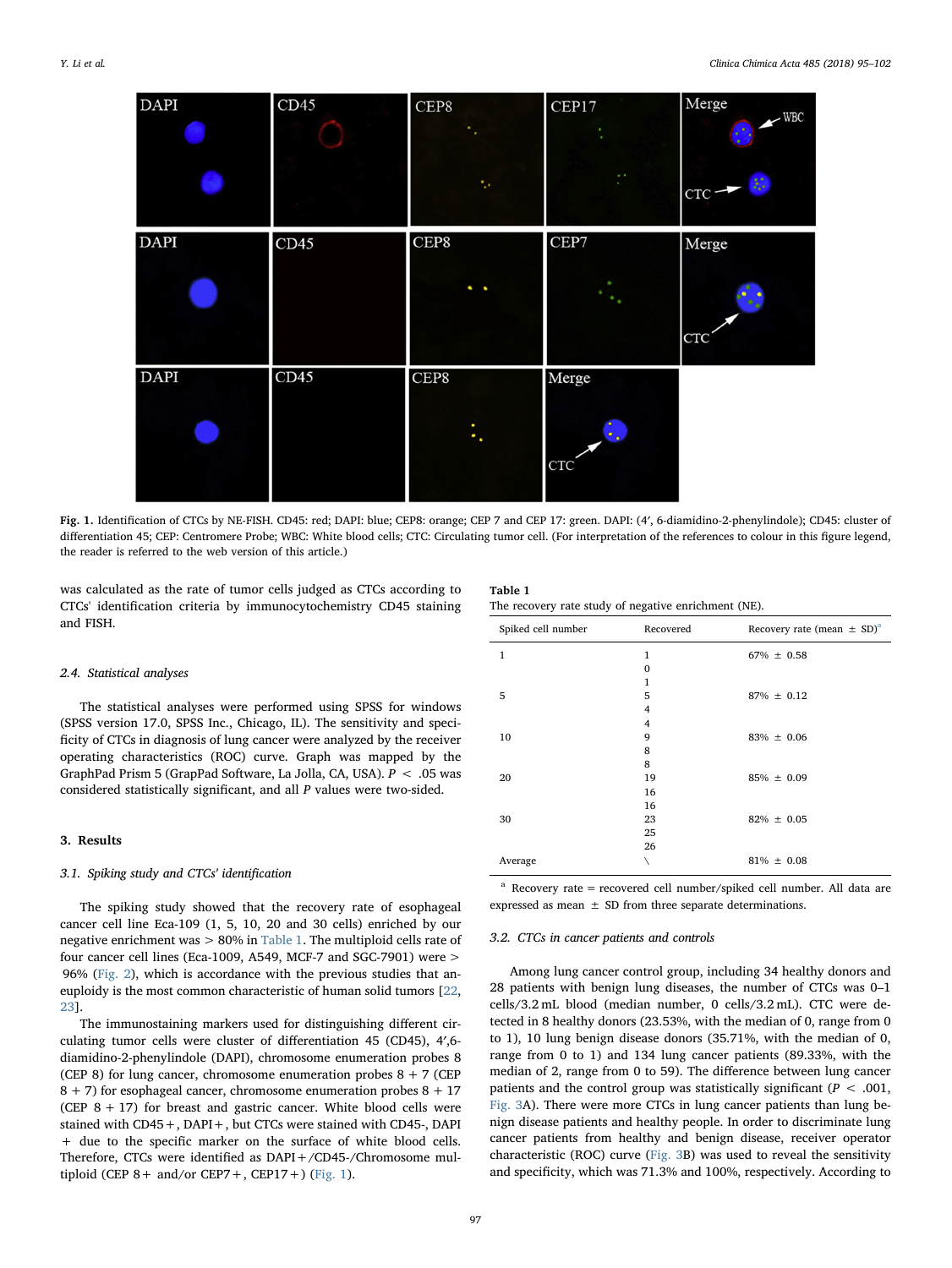Fig. 1. Identification of CTCs by NE-FISH. CD45: red; DAPI: blue; CEP8: orange; CEP 7 and CEP 17: green. DAPI: (4′, 6-diamidino-2-phenylindole); CD45: cluster of differentiation 45; CEP: Centromere Probe; WBC: White blood cells; CTC: Circulating tumor cell. (For interpretation of the references to colour in this figure legend, the reader is referred to the web version of this article.)

was calculated as the rate of tumor cells judged as CTCs according to CTCs' identification criteria by immunocytochemistry CD45 staining and FISH.

### 2.4. Statistical analyses

The statistical analyses were performed using SPSS for windows (SPSS version 17.0, SPSS Inc., Chicago, IL). The sensitivity and specificity of CTCs in diagnosis of lung cancer were analyzed by the receiver operating characteristics (ROC) curve. Graph was mapped by the GraphPad Prism 5 (GrapPad Software, La Jolla, CA, USA). $P < .05$ was considered statistically significant, and all $P$ values were two-sided.

## 3. Results

### 3.1. Spiking study and CTCs' identification

The spiking study showed that the recovery rate of esophageal cancer cell line Eca-109 (1, 5, 10, 20 and 30 cells) enriched by our negative enrichment was > 80% in Table 1. The multiploid cells rate of four cancer cell lines (Eca-1009, A549, MCF-7 and SGC-7901) were > 96% (Fig. 2), which is accordance with the previous studies that aneuploidy is the most common characteristic of human solid tumors [22, 23].

The immunostaining markers used for distinguishing different circulating tumor cells were cluster of differentiation 45 (CD45), 4′,6-diamidino-2-phenylindole (DAPI), chromosome enumeration probes 8 (CEP 8) for lung cancer, chromosome enumeration probes 8 + 7 (CEP 8 + 7) for esophageal cancer, chromosome enumeration probes 8 + 17 (CEP 8 + 17) for breast and gastric cancer. White blood cells were stained with CD45+, DAPI+, but CTCs were stained with CD45-, DAPI + due to the specific marker on the surface of white blood cells. Therefore, CTCs were identified as DAPI+/CD45-/Chromosome multiploid (CEP 8+ and/or CEP7+, CEP17+) (Fig. 1).

**Table 1**
The recovery rate study of negative enrichment (NE).

| Spiked cell number | Recovered | Recovery rate (mean ± SD)[a] |
|---|---|---|
| 1 | 1 | 67% ± 0.58 |
| | 0 | |
| | 1 | |
| 5 | 5 | 87% ± 0.12 |
| | 4 | |
| | 4 | |
| 10 | 9 | 83% ± 0.06 |
| | 8 | |
| | 8 | |
| 20 | 19 | 85% ± 0.09 |
| | 16 | |
| | 16 | |
| 30 | 23 | 82% ± 0.05 |
| | 25 | |
| | 26 | |
| Average | \ | 81% ± 0.08 |

[a] Recovery rate = recovered cell number/spiked cell number. All data are expressed as mean ± SD from three separate determinations.

### 3.2. CTCs in cancer patients and controls

Among lung cancer control group, including 34 healthy donors and 28 patients with benign lung diseases, the number of CTCs was 0–1 cells/3.2 mL blood (median number, 0 cells/3.2 mL). CTC were detected in 8 healthy donors (23.53%, with the median of 0, range from 0 to 1), 10 lung benign disease donors (35.71%, with the median of 0, range from 0 to 1) and 134 lung cancer patients (89.33%, with the median of 2, range from 0 to 59). The difference between lung cancer patients and the control group was statistically significant ($P < .001$, Fig. 3A). There were more CTCs in lung cancer patients than lung benign disease patients and healthy people. In order to discriminate lung cancer patients from healthy and benign disease, receiver operator characteristic (ROC) curve (Fig. 3B) was used to reveal the sensitivity and specificity, which was 71.3% and 100%, respectively. According to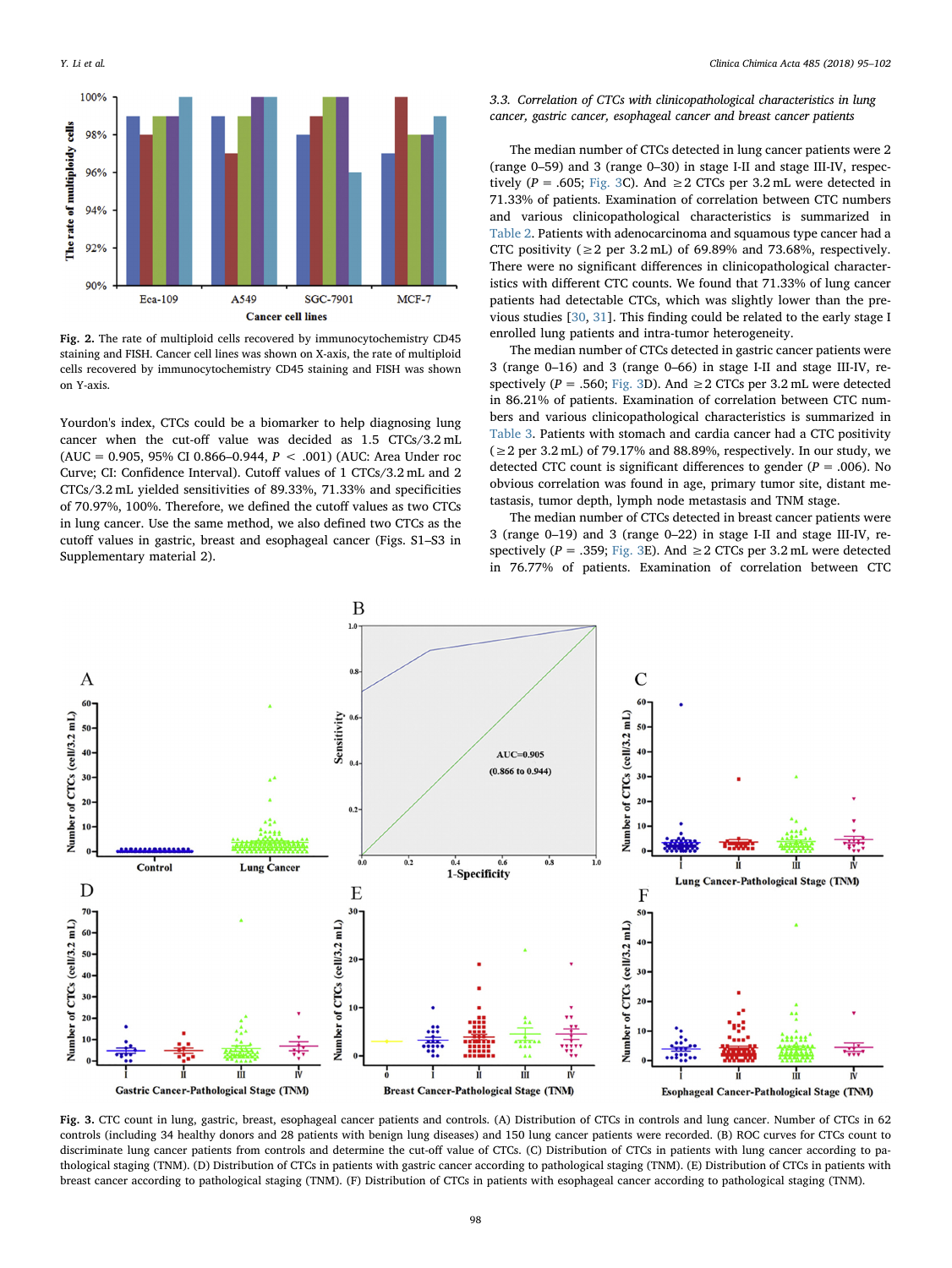**Fig. 2.** The rate of multiploid cells recovered by immunocytochemistry CD45 staining and FISH. Cancer cell lines was shown on X-axis, the rate of multiploid cells recovered by immunocytochemistry CD45 staining and FISH was shown on Y-axis.

Yourdon's index, CTCs could be a biomarker to help diagnosing lung cancer when the cut-off value was decided as 1.5 CTCs/3.2 mL (AUC = 0.905, 95% CI 0.866–0.944, $P < .001$) (AUC: Area Under roc Curve; CI: Confidence Interval). Cutoff values of 1 CTCs/3.2 mL and 2 CTCs/3.2 mL yielded sensitivities of 89.33%, 71.33% and specificities of 70.97%, 100%. Therefore, we defined the cutoff values as two CTCs in lung cancer. Use the same method, we also defined two CTCs as the cutoff values in gastric, breast and esophageal cancer (Figs. S1–S3 in Supplementary material 2).

### 3.3. Correlation of CTCs with clinicopathological characteristics in lung cancer, gastric cancer, esophageal cancer and breast cancer patients

The median number of CTCs detected in lung cancer patients were 2 (range 0–59) and 3 (range 0–30) in stage I-II and stage III-IV, respectively ($P = .605$; Fig. 3C). And ≥2 CTCs per 3.2 mL were detected in 71.33% of patients. Examination of correlation between CTC numbers and various clinicopathological characteristics is summarized in Table 2. Patients with adenocarcinoma and squamous type cancer had a CTC positivity (≥2 per 3.2 mL) of 69.89% and 73.68%, respectively. There were no significant differences in clinicopathological characteristics with different CTC counts. We found that 71.33% of lung cancer patients had detectable CTCs, which was slightly lower than the previous studies [30, 31]. This finding could be related to the early stage I enrolled lung patients and intra-tumor heterogeneity.

The median number of CTCs detected in gastric cancer patients were 3 (range 0–16) and 3 (range 0–66) in stage I-II and stage III-IV, respectively ($P = .560$; Fig. 3D). And ≥2 CTCs per 3.2 mL were detected in 86.21% of patients. Examination of correlation between CTC numbers and various clinicopathological characteristics is summarized in Table 3. Patients with stomach and cardia cancer had a CTC positivity (≥2 per 3.2 mL) of 79.17% and 88.89%, respectively. In our study, we detected CTC count is significant differences to gender ($P = .006$). No obvious correlation was found in age, primary tumor site, distant metastasis, tumor depth, lymph node metastasis and TNM stage.

The median number of CTCs detected in breast cancer patients were 3 (range 0–19) and 3 (range 0–22) in stage I-II and stage III-IV, respectively ($P = .359$; Fig. 3E). And ≥2 CTCs per 3.2 mL were detected in 76.77% of patients. Examination of correlation between CTC

**Fig. 3.** CTC count in lung, gastric, breast, esophageal cancer patients and controls. (A) Distribution of CTCs in controls and lung cancer. Number of CTCs in 62 controls (including 34 healthy donors and 28 patients with benign lung diseases) and 150 lung cancer patients were recorded. (B) ROC curves for CTCs count to discriminate lung cancer patients from controls and determine the cut-off value of CTCs. (C) Distribution of CTCs in patients with lung cancer according to pathological staging (TNM). (D) Distribution of CTCs in patients with gastric cancer according to pathological staging (TNM). (E) Distribution of CTCs in patients with breast cancer according to pathological staging (TNM). (F) Distribution of CTCs in patients with esophageal cancer according to pathological staging (TNM).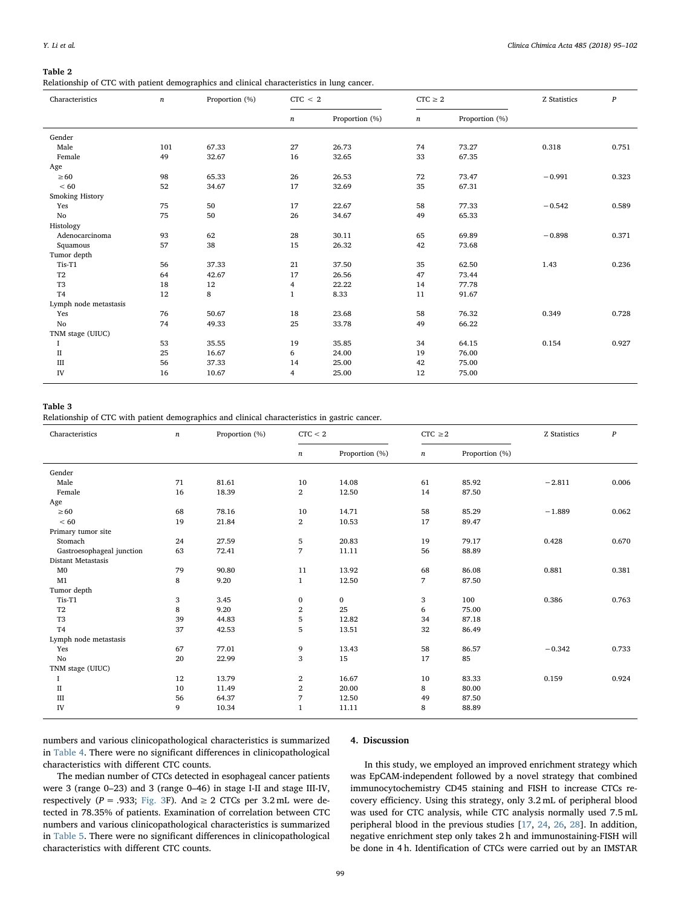**Table 2**
Relationship of CTC with patient demographics and clinical characteristics in lung cancer.

| Characteristics | *n* | Proportion (%) | CTC < 2 | | CTC ≥ 2 | | Z Statistics | *P* |
|---|---|---|---|---|---|---|---|---|
| | | | *n* | Proportion (%) | *n* | Proportion (%) | | |
| Gender | | | | | | | | |
| Male | 101 | 67.33 | 27 | 26.73 | 74 | 73.27 | 0.318 | 0.751 |
| Female | 49 | 32.67 | 16 | 32.65 | 33 | 67.35 | | |
| Age | | | | | | | | |
| ≥60 | 98 | 65.33 | 26 | 26.53 | 72 | 73.47 | −0.991 | 0.323 |
| < 60 | 52 | 34.67 | 17 | 32.69 | 35 | 67.31 | | |
| Smoking History | | | | | | | | |
| Yes | 75 | 50 | 17 | 22.67 | 58 | 77.33 | −0.542 | 0.589 |
| No | 75 | 50 | 26 | 34.67 | 49 | 65.33 | | |
| Histology | | | | | | | | |
| Adenocarcinoma | 93 | 62 | 28 | 30.11 | 65 | 69.89 | −0.898 | 0.371 |
| Squamous | 57 | 38 | 15 | 26.32 | 42 | 73.68 | | |
| Tumor depth | | | | | | | | |
| Tis-T1 | 56 | 37.33 | 21 | 37.50 | 35 | 62.50 | 1.43 | 0.236 |
| T2 | 64 | 42.67 | 17 | 26.56 | 47 | 73.44 | | |
| T3 | 18 | 12 | 4 | 22.22 | 14 | 77.78 | | |
| T4 | 12 | 8 | 1 | 8.33 | 11 | 91.67 | | |
| Lymph node metastasis | | | | | | | | |
| Yes | 76 | 50.67 | 18 | 23.68 | 58 | 76.32 | 0.349 | 0.728 |
| No | 74 | 49.33 | 25 | 33.78 | 49 | 66.22 | | |
| TNM stage (UIUC) | | | | | | | | |
| I | 53 | 35.55 | 19 | 35.85 | 34 | 64.15 | 0.154 | 0.927 |
| II | 25 | 16.67 | 6 | 24.00 | 19 | 76.00 | | |
| III | 56 | 37.33 | 14 | 25.00 | 42 | 75.00 | | |
| IV | 16 | 10.67 | 4 | 25.00 | 12 | 75.00 | | |

**Table 3**
Relationship of CTC with patient demographics and clinical characteristics in gastric cancer.

| Characteristics | *n* | Proportion (%) | CTC < 2 | | CTC ≥2 | | Z Statistics | *P* |
|---|---|---|---|---|---|---|---|---|
| | | | *n* | Proportion (%) | *n* | Proportion (%) | | |
| Gender | | | | | | | | |
| Male | 71 | 81.61 | 10 | 14.08 | 61 | 85.92 | −2.811 | 0.006 |
| Female | 16 | 18.39 | 2 | 12.50 | 14 | 87.50 | | |
| Age | | | | | | | | |
| ≥60 | 68 | 78.16 | 10 | 14.71 | 58 | 85.29 | −1.889 | 0.062 |
| < 60 | 19 | 21.84 | 2 | 10.53 | 17 | 89.47 | | |
| Primary tumor site | | | | | | | | |
| Stomach | 24 | 27.59 | 5 | 20.83 | 19 | 79.17 | 0.428 | 0.670 |
| Gastroesophageal junction | 63 | 72.41 | 7 | 11.11 | 56 | 88.89 | | |
| Distant Metastasis | | | | | | | | |
| M0 | 79 | 90.80 | 11 | 13.92 | 68 | 86.08 | 0.881 | 0.381 |
| M1 | 8 | 9.20 | 1 | 12.50 | 7 | 87.50 | | |
| Tumor depth | | | | | | | | |
| Tis-T1 | 3 | 3.45 | 0 | 0 | 3 | 100 | 0.386 | 0.763 |
| T2 | 8 | 9.20 | 2 | 25 | 6 | 75.00 | | |
| T3 | 39 | 44.83 | 5 | 12.82 | 34 | 87.18 | | |
| T4 | 37 | 42.53 | 5 | 13.51 | 32 | 86.49 | | |
| Lymph node metastasis | | | | | | | | |
| Yes | 67 | 77.01 | 9 | 13.43 | 58 | 86.57 | −0.342 | 0.733 |
| No | 20 | 22.99 | 3 | 15 | 17 | 85 | | |
| TNM stage (UIUC) | | | | | | | | |
| I | 12 | 13.79 | 2 | 16.67 | 10 | 83.33 | 0.159 | 0.924 |
| II | 10 | 11.49 | 2 | 20.00 | 8 | 80.00 | | |
| III | 56 | 64.37 | 7 | 12.50 | 49 | 87.50 | | |
| IV | 9 | 10.34 | 1 | 11.11 | 8 | 88.89 | | |

numbers and various clinicopathological characteristics is summarized in Table 4. There were no significant differences in clinicopathological characteristics with different CTC counts.

The median number of CTCs detected in esophageal cancer patients were 3 (range 0–23) and 3 (range 0–46) in stage I-II and stage III-IV, respectively ($P = .933$; Fig. 3F). And ≥ 2 CTCs per 3.2 mL were detected in 78.35% of patients. Examination of correlation between CTC numbers and various clinicopathological characteristics is summarized in Table 5. There were no significant differences in clinicopathological characteristics with different CTC counts.

## 4. Discussion

In this study, we employed an improved enrichment strategy which was EpCAM-independent followed by a novel strategy that combined immunocytochemistry CD45 staining and FISH to increase CTCs recovery efficiency. Using this strategy, only 3.2 mL of peripheral blood was used for CTC analysis, while CTC analysis normally used 7.5 mL peripheral blood in the previous studies [17, 24, 26, 28]. In addition, negative enrichment step only takes 2 h and immunostaining-FISH will be done in 4 h. Identification of CTCs were carried out by an IMSTAR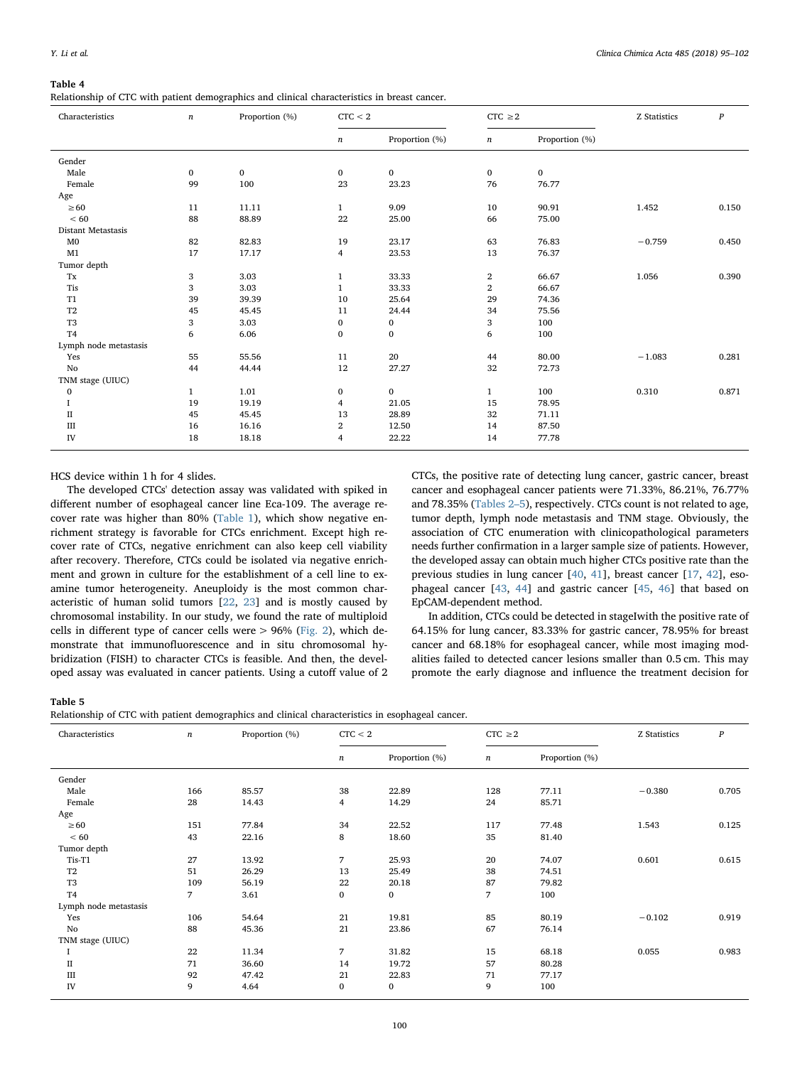**Table 4**
Relationship of CTC with patient demographics and clinical characteristics in breast cancer.

| Characteristics | n | Proportion (%) | CTC < 2 | | CTC ≥2 | | Z Statistics | P |
|---|---|---|---|---|---|---|---|---|
| | | | n | Proportion (%) | n | Proportion (%) | | |
| Gender | | | | | | | | |
| Male | 0 | 0 | 0 | 0 | 0 | 0 | | |
| Female | 99 | 100 | 23 | 23.23 | 76 | 76.77 | | |
| Age | | | | | | | | |
| ≥60 | 11 | 11.11 | 1 | 9.09 | 10 | 90.91 | 1.452 | 0.150 |
| < 60 | 88 | 88.89 | 22 | 25.00 | 66 | 75.00 | | |
| Distant Metastasis | | | | | | | | |
| M0 | 82 | 82.83 | 19 | 23.17 | 63 | 76.83 | −0.759 | 0.450 |
| M1 | 17 | 17.17 | 4 | 23.53 | 13 | 76.37 | | |
| Tumor depth | | | | | | | | |
| Tx | 3 | 3.03 | 1 | 33.33 | 2 | 66.67 | 1.056 | 0.390 |
| Tis | 3 | 3.03 | 1 | 33.33 | 2 | 66.67 | | |
| T1 | 39 | 39.39 | 10 | 25.64 | 29 | 74.36 | | |
| T2 | 45 | 45.45 | 11 | 24.44 | 34 | 75.56 | | |
| T3 | 3 | 3.03 | 0 | 0 | 3 | 100 | | |
| T4 | 6 | 6.06 | 0 | 0 | 6 | 100 | | |
| Lymph node metastasis | | | | | | | | |
| Yes | 55 | 55.56 | 11 | 20 | 44 | 80.00 | −1.083 | 0.281 |
| No | 44 | 44.44 | 12 | 27.27 | 32 | 72.73 | | |
| TNM stage (UIUC) | | | | | | | | |
| 0 | 1 | 1.01 | 0 | 0 | 1 | 100 | 0.310 | 0.871 |
| I | 19 | 19.19 | 4 | 21.05 | 15 | 78.95 | | |
| II | 45 | 45.45 | 13 | 28.89 | 32 | 71.11 | | |
| III | 16 | 16.16 | 2 | 12.50 | 14 | 87.50 | | |
| IV | 18 | 18.18 | 4 | 22.22 | 14 | 77.78 | | |

HCS device within 1 h for 4 slides.

The developed CTCs' detection assay was validated with spiked in different number of esophageal cancer line Eca-109. The average recover rate was higher than 80% (Table 1), which show negative enrichment strategy is favorable for CTCs enrichment. Except high recover rate of CTCs, negative enrichment can also keep cell viability after recovery. Therefore, CTCs could be isolated via negative enrichment and grown in culture for the establishment of a cell line to examine tumor heterogeneity. Aneuploidy is the most common characteristic of human solid tumors [22, 23] and is mostly caused by chromosomal instability. In our study, we found the rate of multiploid cells in different type of cancer cells were > 96% (Fig. 2), which demonstrate that immunofluorescence and in situ chromosomal hybridization (FISH) to character CTCs is feasible. And then, the developed assay was evaluated in cancer patients. Using a cutoff value of 2 CTCs, the positive rate of detecting lung cancer, gastric cancer, breast cancer and esophageal cancer patients were 71.33%, 86.21%, 76.77% and 78.35% (Tables 2–5), respectively. CTCs count is not related to age, tumor depth, lymph node metastasis and TNM stage. Obviously, the association of CTC enumeration with clinicopathological parameters needs further confirmation in a larger sample size of patients. However, the developed assay can obtain much higher CTCs positive rate than the previous studies in lung cancer [40, 41], breast cancer [17, 42], esophageal cancer [43, 44] and gastric cancer [45, 46] that based on EpCAM-dependent method.

In addition, CTCs could be detected in stageIwith the positive rate of 64.15% for lung cancer, 83.33% for gastric cancer, 78.95% for breast cancer and 68.18% for esophageal cancer, while most imaging modalities failed to detected cancer lesions smaller than 0.5 cm. This may promote the early diagnose and influence the treatment decision for

**Table 5**
Relationship of CTC with patient demographics and clinical characteristics in esophageal cancer.

| Characteristics | n | Proportion (%) | CTC < 2 | | CTC ≥2 | | Z Statistics | P |
|---|---|---|---|---|---|---|---|---|
| | | | n | Proportion (%) | n | Proportion (%) | | |
| Gender | | | | | | | | |
| Male | 166 | 85.57 | 38 | 22.89 | 128 | 77.11 | −0.380 | 0.705 |
| Female | 28 | 14.43 | 4 | 14.29 | 24 | 85.71 | | |
| Age | | | | | | | | |
| ≥60 | 151 | 77.84 | 34 | 22.52 | 117 | 77.48 | 1.543 | 0.125 |
| < 60 | 43 | 22.16 | 8 | 18.60 | 35 | 81.40 | | |
| Tumor depth | | | | | | | | |
| Tis-T1 | 27 | 13.92 | 7 | 25.93 | 20 | 74.07 | 0.601 | 0.615 |
| T2 | 51 | 26.29 | 13 | 25.49 | 38 | 74.51 | | |
| T3 | 109 | 56.19 | 22 | 20.18 | 87 | 79.82 | | |
| T4 | 7 | 3.61 | 0 | 0 | 7 | 100 | | |
| Lymph node metastasis | | | | | | | | |
| Yes | 106 | 54.64 | 21 | 19.81 | 85 | 80.19 | −0.102 | 0.919 |
| No | 88 | 45.36 | 21 | 23.86 | 67 | 76.14 | | |
| TNM stage (UIUC) | | | | | | | | |
| I | 22 | 11.34 | 7 | 31.82 | 15 | 68.18 | 0.055 | 0.983 |
| II | 71 | 36.60 | 14 | 19.72 | 57 | 80.28 | | |
| III | 92 | 47.42 | 21 | 22.83 | 71 | 77.17 | | |
| IV | 9 | 4.64 | 0 | 0 | 9 | 100 | | |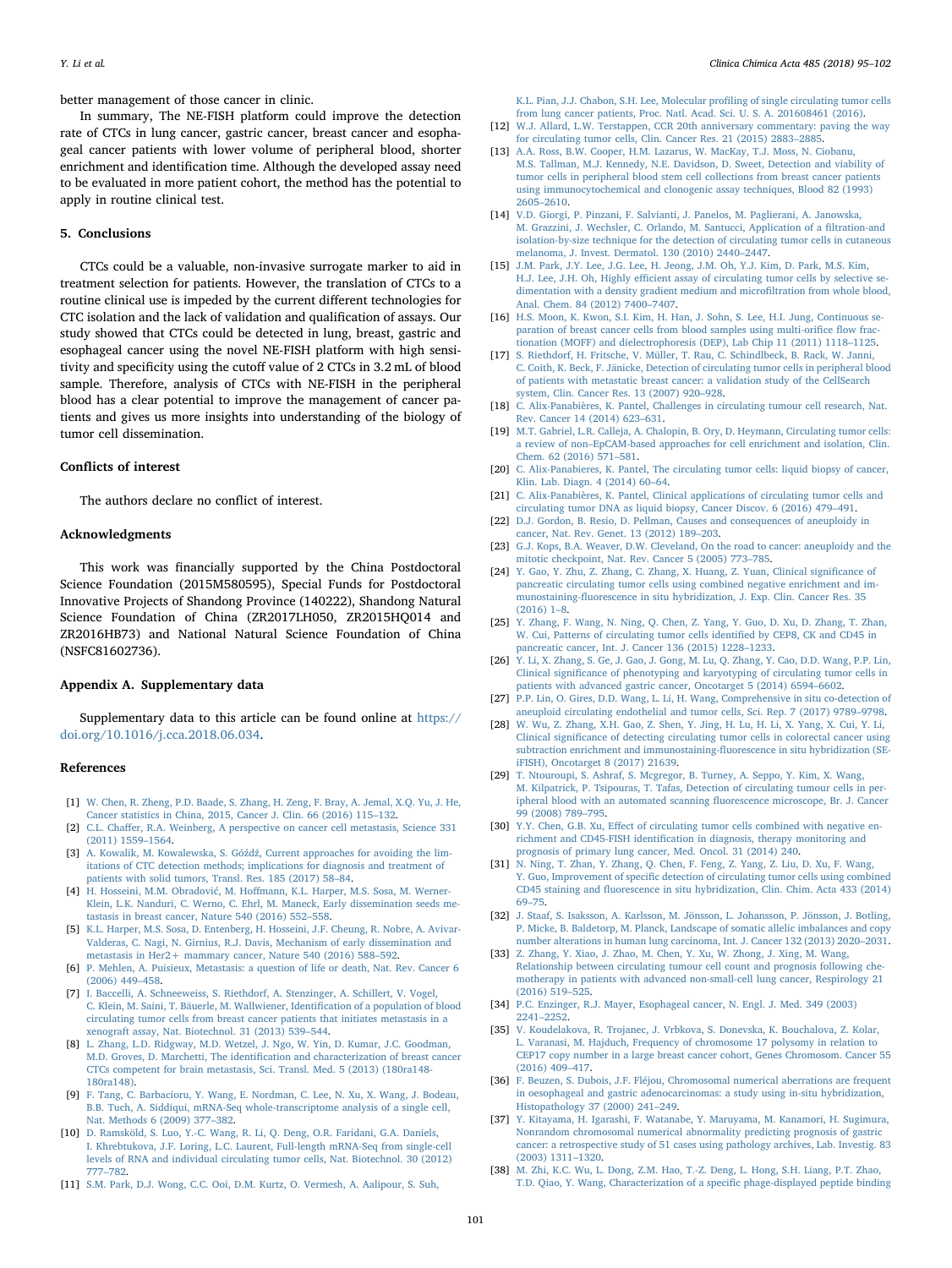better management of those cancer in clinic.

In summary, The NE-FISH platform could improve the detection rate of CTCs in lung cancer, gastric cancer, breast cancer and esophageal cancer patients with lower volume of peripheral blood, shorter enrichment and identification time. Although the developed assay need to be evaluated in more patient cohort, the method has the potential to apply in routine clinical test.

## 5. Conclusions

CTCs could be a valuable, non-invasive surrogate marker to aid in treatment selection for patients. However, the translation of CTCs to a routine clinical use is impeded by the current different technologies for CTC isolation and the lack of validation and qualification of assays. Our study showed that CTCs could be detected in lung, breast, gastric and esophageal cancer using the novel NE-FISH platform with high sensitivity and specificity using the cutoff value of 2 CTCs in 3.2 mL of blood sample. Therefore, analysis of CTCs with NE-FISH in the peripheral blood has a clear potential to improve the management of cancer patients and gives us more insights into understanding of the biology of tumor cell dissemination.

## Conflicts of interest

The authors declare no conflict of interest.

## Acknowledgments

This work was financially supported by the China Postdoctoral Science Foundation (2015M580595), Special Funds for Postdoctoral Innovative Projects of Shandong Province (140222), Shandong Natural Science Foundation of China (ZR2017LH050, ZR2015HQ014 and ZR2016HB73) and National Natural Science Foundation of China (NSFC81602736).

## Appendix A. Supplementary data

Supplementary data to this article can be found online at https://doi.org/10.1016/j.cca.2018.06.034.

## References

[1] W. Chen, R. Zheng, P.D. Baade, S. Zhang, H. Zeng, F. Bray, A. Jemal, X.Q. Yu, J. He, Cancer statistics in China, 2015, Cancer J. Clin. 66 (2016) 115–132.

[2] C.L. Chaffer, R.A. Weinberg, A perspective on cancer cell metastasis, Science 331 (2011) 1559–1564.

[3] A. Kowalik, M. Kowalewska, S. Góźdź, Current approaches for avoiding the limitations of CTC detection methods; implications for diagnosis and treatment of patients with solid tumors, Transl. Res. 185 (2017) 58–84.

[4] H. Hosseini, M.M. Obradović, M. Hoffmann, K.L. Harper, M.S. Sosa, M. Werner-Klein, L.K. Nanduri, C. Werno, C. Ehrl, M. Maneck, Early dissemination seeds metastasis in breast cancer, Nature 540 (2016) 552–558.

[5] K.L. Harper, M.S. Sosa, D. Entenberg, H. Hosseini, J.F. Cheung, R. Nobre, A. Avivar-Valderas, C. Nagi, N. Girnius, R.J. Davis, Mechanism of early dissemination and metastasis in Her2+ mammary cancer, Nature 540 (2016) 588–592.

[6] P. Mehlen, A. Puisieux, Metastasis: a question of life or death, Nat. Rev. Cancer 6 (2006) 449–458.

[7] I. Baccelli, A. Schneeweiss, S. Riethdorf, A. Stenzinger, A. Schillert, V. Vogel, C. Klein, M. Saini, T. Bäuerle, M. Wallwiener, Identification of a population of blood circulating tumor cells from breast cancer patients that initiates metastasis in a xenograft assay, Nat. Biotechnol. 31 (2013) 539–544.

[8] L. Zhang, L.D. Ridgway, M.D. Wetzel, J. Ngo, W. Yin, D. Kumar, J.C. Goodman, M.D. Groves, D. Marchetti, The identification and characterization of breast cancer CTCs competent for brain metastasis, Sci. Transl. Med. 5 (2013) (180ra148-180ra148).

[9] F. Tang, C. Barbacioru, Y. Wang, E. Nordman, C. Lee, N. Xu, X. Wang, J. Bodeau, B.B. Tuch, A. Siddiqui, mRNA-Seq whole-transcriptome analysis of a single cell, Nat. Methods 6 (2009) 377–382.

[10] D. Ramsköld, S. Luo, Y.-C. Wang, R. Li, Q. Deng, O.R. Faridani, G.A. Daniels, I. Khrebtukova, J.F. Loring, L.C. Laurent, Full-length mRNA-Seq from single-cell levels of RNA and individual circulating tumor cells, Nat. Biotechnol. 30 (2012) 777–782.

[11] S.M. Park, D.J. Wong, C.C. Ooi, D.M. Kurtz, O. Vermesh, A. Aalipour, S. Suh, K.L. Pian, J.J. Chabon, S.H. Lee, Molecular profiling of single circulating tumor cells from lung cancer patients, Proc. Natl. Acad. Sci. U. S. A. 201608461 (2016).

[12] W.J. Allard, L.W. Terstappen, CCR 20th anniversary commentary: paving the way for circulating tumor cells, Clin. Cancer Res. 21 (2015) 2883–2885.

[13] A.A. Ross, B.W. Cooper, H.M. Lazarus, W. MacKay, T.J. Moss, N. Ciobanu, M.S. Tallman, M.J. Kennedy, N.E. Davidson, D. Sweet, Detection and viability of tumor cells in peripheral blood stem cell collections from breast cancer patients using immunocytochemical and clonogenic assay techniques, Blood 82 (1993) 2605–2610.

[14] V.D. Giorgi, P. Pinzani, F. Salvianti, J. Panelos, M. Paglierani, A. Janowska, M. Grazzini, J. Wechsler, C. Orlando, M. Santucci, Application of a filtration-and isolation-by-size technique for the detection of circulating tumor cells in cutaneous melanoma, J. Invest. Dermatol. 130 (2010) 2440–2447.

[15] J.M. Park, J.Y. Lee, J.G. Lee, H. Jeong, J.M. Oh, Y.J. Kim, D. Park, M.S. Kim, H.J. Lee, J.H. Oh, Highly efficient assay of circulating tumor cells by selective sedimentation with a density gradient medium and microfiltration from whole blood, Anal. Chem. 84 (2012) 7400–7407.

[16] H.S. Moon, K. Kwon, S.I. Kim, H. Han, J. Sohn, S. Lee, H.I. Jung, Continuous separation of breast cancer cells from blood samples using multi-orifice flow fractionation (MOFF) and dielectrophoresis (DEP), Lab Chip 11 (2011) 1118–1125.

[17] S. Riethdorf, H. Fritsche, V. Müller, T. Rau, C. Schindlbeck, B. Rack, W. Janni, C. Coith, K. Beck, F. Jänicke, Detection of circulating tumor cells in peripheral blood of patients with metastatic breast cancer: a validation study of the CellSearch system, Clin. Cancer Res. 13 (2007) 920–928.

[18] C. Alix-Panabières, K. Pantel, Challenges in circulating tumour cell research, Nat. Rev. Cancer 14 (2014) 623–631.

[19] M.T. Gabriel, L.R. Calleja, A. Chalopin, B. Ory, D. Heymann, Circulating tumor cells: a review of non–EpCAM-based approaches for cell enrichment and isolation, Clin. Chem. 62 (2016) 571–581.

[20] C. Alix-Panabieres, K. Pantel, The circulating tumor cells: liquid biopsy of cancer, Klin. Lab. Diagn. 4 (2014) 60–64.

[21] C. Alix-Panabières, K. Pantel, Clinical applications of circulating tumor cells and circulating tumor DNA as liquid biopsy, Cancer Discov. 6 (2016) 479–491.

[22] D.J. Gordon, B. Resio, D. Pellman, Causes and consequences of aneuploidy in cancer, Nat. Rev. Genet. 13 (2012) 189–203.

[23] G.J. Kops, B.A. Weaver, D.W. Cleveland, On the road to cancer: aneuploidy and the mitotic checkpoint, Nat. Rev. Cancer 5 (2005) 773–785.

[24] Y. Gao, Y. Zhu, Z. Zhang, C. Zhang, X. Huang, Z. Yuan, Clinical significance of pancreatic circulating tumor cells using combined negative enrichment and immunostaining-fluorescence in situ hybridization, J. Exp. Clin. Cancer Res. 35 (2016) 1–8.

[25] Y. Zhang, F. Wang, N. Ning, Q. Chen, Z. Yang, Y. Guo, D. Xu, D. Zhang, T. Zhan, W. Cui, Patterns of circulating tumor cells identified by CEP8, CK and CD45 in pancreatic cancer, Int. J. Cancer 136 (2015) 1228–1233.

[26] Y. Li, X. Zhang, S. Ge, J. Gao, J. Gong, M. Lu, Q. Zhang, Y. Cao, D.D. Wang, P.P. Lin, Clinical significance of phenotyping and karyotyping of circulating tumor cells in patients with advanced gastric cancer, Oncotarget 5 (2014) 6594–6602.

[27] P.P. Lin, O. Gires, D.D. Wang, L. Li, H. Wang, Comprehensive in situ co-detection of aneuploid circulating endothelial and tumor cells, Sci. Rep. 7 (2017) 9789–9798.

[28] W. Wu, Z. Zhang, X.H. Gao, Z. Shen, Y. Jing, H. Lu, H. Li, X. Yang, X. Cui, Y. Li, Clinical significance of detecting circulating tumor cells in colorectal cancer using subtraction enrichment and immunostaining-fluorescence in situ hybridization (SE-iFISH), Oncotarget 8 (2017) 21639.

[29] T. Ntouroupi, S. Ashraf, S. Mcgregor, B. Turney, A. Seppo, Y. Kim, X. Wang, M. Kilpatrick, P. Tsipouras, T. Tafas, Detection of circulating tumour cells in peripheral blood with an automated scanning fluorescence microscope, Br. J. Cancer 99 (2008) 789–795.

[30] Y.Y. Chen, G.B. Xu, Effect of circulating tumor cells combined with negative enrichment and CD45-FISH identification in diagnosis, therapy monitoring and prognosis of primary lung cancer, Med. Oncol. 31 (2014) 240.

[31] N. Ning, T. Zhan, Y. Zhang, Q. Chen, F. Feng, Z. Yang, Z. Liu, D. Xu, F. Wang, Y. Guo, Improvement of specific detection of circulating tumor cells using combined CD45 staining and fluorescence in situ hybridization, Clin. Chim. Acta 433 (2014) 69–75.

[32] J. Staaf, S. Isaksson, A. Karlsson, M. Jönsson, L. Johansson, P. Jönsson, J. Botling, P. Micke, B. Baldetorp, M. Planck, Landscape of somatic allelic imbalances and copy number alterations in human lung carcinoma, Int. J. Cancer 132 (2013) 2020–2031.

[33] Z. Zhang, Y. Xiao, J. Zhao, M. Chen, Y. Xu, W. Zhong, J. Xing, M. Wang, Relationship between circulating tumour cell count and prognosis following chemotherapy in patients with advanced non-small-cell lung cancer, Respirology 21 (2016) 519–525.

[34] P.C. Enzinger, R.J. Mayer, Esophageal cancer, N. Engl. J. Med. 349 (2003) 2241–2252.

[35] V. Koudelakova, R. Trojanec, J. Vrbkova, S. Donevska, K. Bouchalova, Z. Kolar, L. Varanasi, M. Hajduch, Frequency of chromosome 17 polysomy in relation to CEP17 copy number in a large breast cancer cohort, Genes Chromosom. Cancer 55 (2016) 409–417.

[36] F. Beuzen, S. Dubois, J.F. Fléjou, Chromosomal numerical aberrations are frequent in oesophageal and gastric adenocarcinomas: a study using in-situ hybridization, Histopathology 37 (2000) 241–249.

[37] Y. Kitayama, H. Igarashi, F. Watanabe, Y. Maruyama, M. Kanamori, H. Sugimura, Nonrandom chromosomal numerical abnormality predicting prognosis of gastric cancer: a retrospective study of 51 cases using pathology archives, Lab. Investig. 83 (2003) 1311–1320.

[38] M. Zhi, K.C. Wu, L. Dong, Z.M. Hao, T.-Z. Deng, L. Hong, S.H. Liang, P.T. Zhao, T.D. Qiao, Y. Wang, Characterization of a specific phage-displayed peptide binding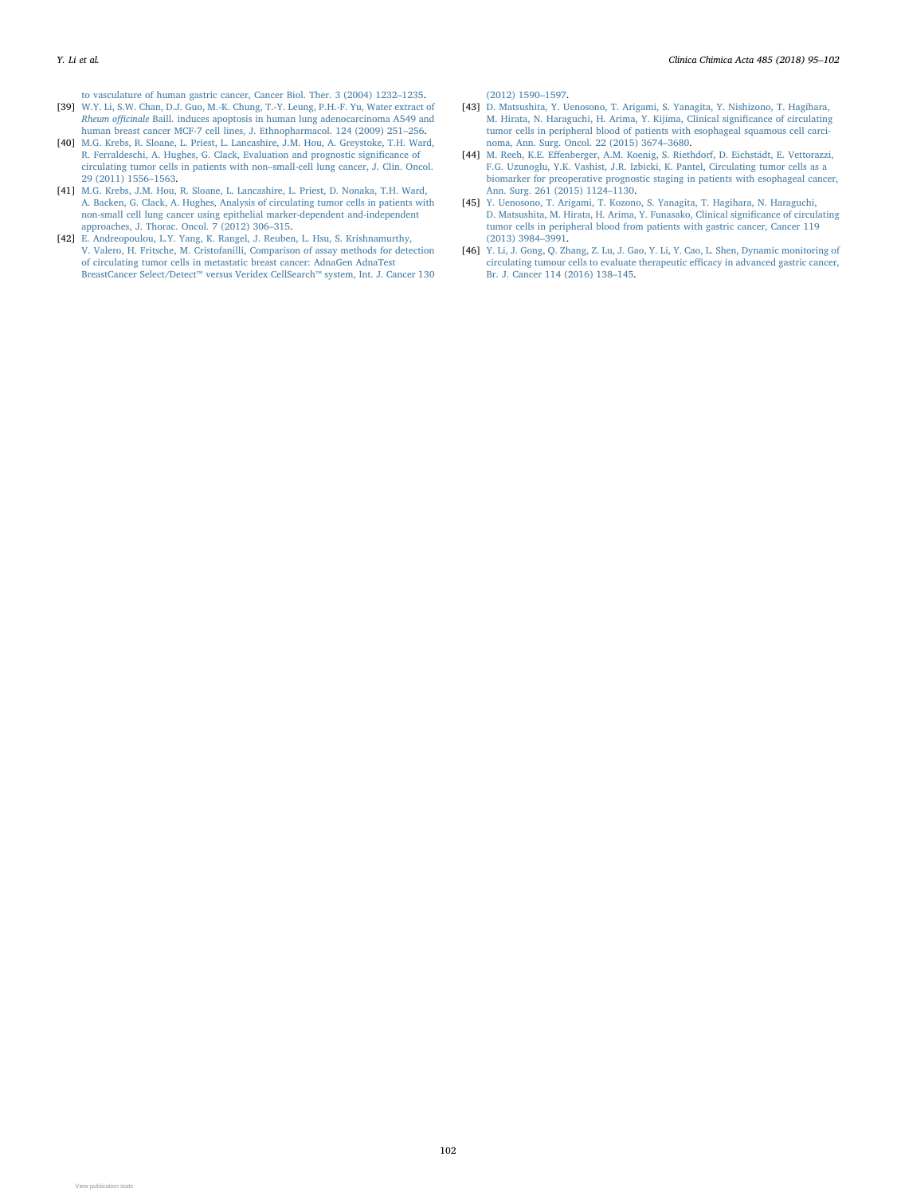to vasculature of human gastric cancer, Cancer Biol. Ther. 3 (2004) 1232–1235.

[39] W.Y. Li, S.W. Chan, D.J. Guo, M.-K. Chung, T.-Y. Leung, P.H.-F. Yu, Water extract of *Rheum officinale* Baill. induces apoptosis in human lung adenocarcinoma A549 and human breast cancer MCF-7 cell lines, J. Ethnopharmacol. 124 (2009) 251–256.

[40] M.G. Krebs, R. Sloane, L. Priest, L. Lancashire, J.M. Hou, A. Greystoke, T.H. Ward, R. Ferraldeschi, A. Hughes, G. Clack, Evaluation and prognostic significance of circulating tumor cells in patients with non–small-cell lung cancer, J. Clin. Oncol. 29 (2011) 1556–1563.

[41] M.G. Krebs, J.M. Hou, R. Sloane, L. Lancashire, L. Priest, D. Nonaka, T.H. Ward, A. Backen, G. Clack, A. Hughes, Analysis of circulating tumor cells in patients with non-small cell lung cancer using epithelial marker-dependent and-independent approaches, J. Thorac. Oncol. 7 (2012) 306–315.

[42] E. Andreopoulou, L.Y. Yang, K. Rangel, J. Reuben, L. Hsu, S. Krishnamurthy, V. Valero, H. Fritsche, M. Cristofanilli, Comparison of assay methods for detection of circulating tumor cells in metastatic breast cancer: AdnaGen AdnaTest BreastCancer Select/Detect™ versus Veridex CellSearch™ system, Int. J. Cancer 130 (2012) 1590–1597.

[43] D. Matsushita, Y. Uenosono, T. Arigami, S. Yanagita, Y. Nishizono, T. Hagihara, M. Hirata, N. Haraguchi, H. Arima, Y. Kijima, Clinical significance of circulating tumor cells in peripheral blood of patients with esophageal squamous cell carcinoma, Ann. Surg. Oncol. 22 (2015) 3674–3680.

[44] M. Reeh, K.E. Effenberger, A.M. Koenig, S. Riethdorf, D. Eichstädt, E. Vettorazzi, F.G. Uzunoglu, Y.K. Vashist, J.R. Izbicki, K. Pantel, Circulating tumor cells as a biomarker for preoperative prognostic staging in patients with esophageal cancer, Ann. Surg. 261 (2015) 1124–1130.

[45] Y. Uenosono, T. Arigami, T. Kozono, S. Yanagita, T. Hagihara, N. Haraguchi, D. Matsushita, M. Hirata, H. Arima, Y. Funasako, Clinical significance of circulating tumor cells in peripheral blood from patients with gastric cancer, Cancer 119 (2013) 3984–3991.

[46] Y. Li, J. Gong, Q. Zhang, Z. Lu, J. Gao, Y. Li, Y. Cao, L. Shen, Dynamic monitoring of circulating tumour cells to evaluate therapeutic efficacy in advanced gastric cancer, Br. J. Cancer 114 (2016) 138–145.